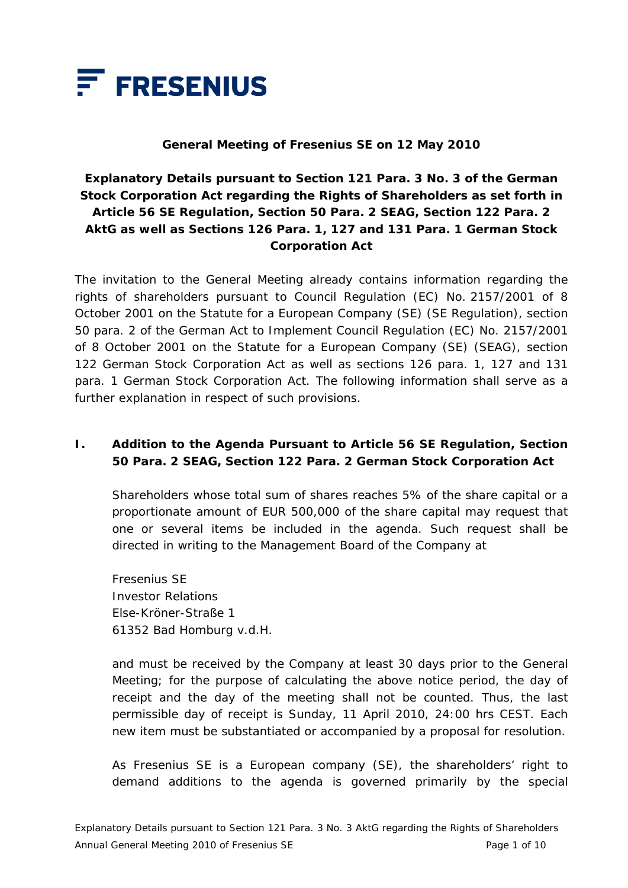FRESENIUS

**General Meeting of Fresenius SE on 12 May 2010**

# Explanatory Details pursuant to Section 121 Para. 3 No. 3 of the German Stock Corporation Act regarding the Rights of Shareholders as set forth in Article 56 SE Regulation, Section 50 Para. 2 SEAG, Section 122 Para. 2 AktG as well as Sections 126 Para. 1, 127 and 131 Para. 1 German Stock Corporation Act

The invitation to the General Meeting already contains information regarding the rights of shareholders pursuant to Council Regulation (EC) No. 2157/2001 of 8 October 2001 on the Statute for a European Company (SE) (SE Regulation), section 50 para. 2 of the German Act to Implement Council Regulation (EC) No. 2157/2001 of 8 October 2001 on the Statute for a European Company (SE) (SEAG), section 122 German Stock Corporation Act as well as sections 126 para. 1, 127 and 131 para. 1 German Stock Corporation Act. The following information shall serve as a further explanation in respect of such provisions.

## I. Addition to the Agenda Pursuant to Article 56 SE Regulation, Section 50 Para. 2 SEAG, Section 122 Para. 2 German Stock Corporation Act

Shareholders whose total sum of shares reaches 5% of the share capital or a proportionate amount of EUR 500,000 of the share capital may request that one or several items be included in the agenda. Such request shall be directed in writing to the Management Board of the Company at

Fresenius SE
Investor Relations
Else-Kröner-Straße 1
61352 Bad Homburg v.d.H.

and must be received by the Company at least 30 days prior to the General Meeting; for the purpose of calculating the above notice period, the day of receipt and the day of the meeting shall not be counted. Thus, the last permissible day of receipt is Sunday, 11 April 2010, 24:00 hrs CEST. Each new item must be substantiated or accompanied by a proposal for resolution.

As Fresenius SE is a European company (SE), the shareholders' right to demand additions to the agenda is governed primarily by the special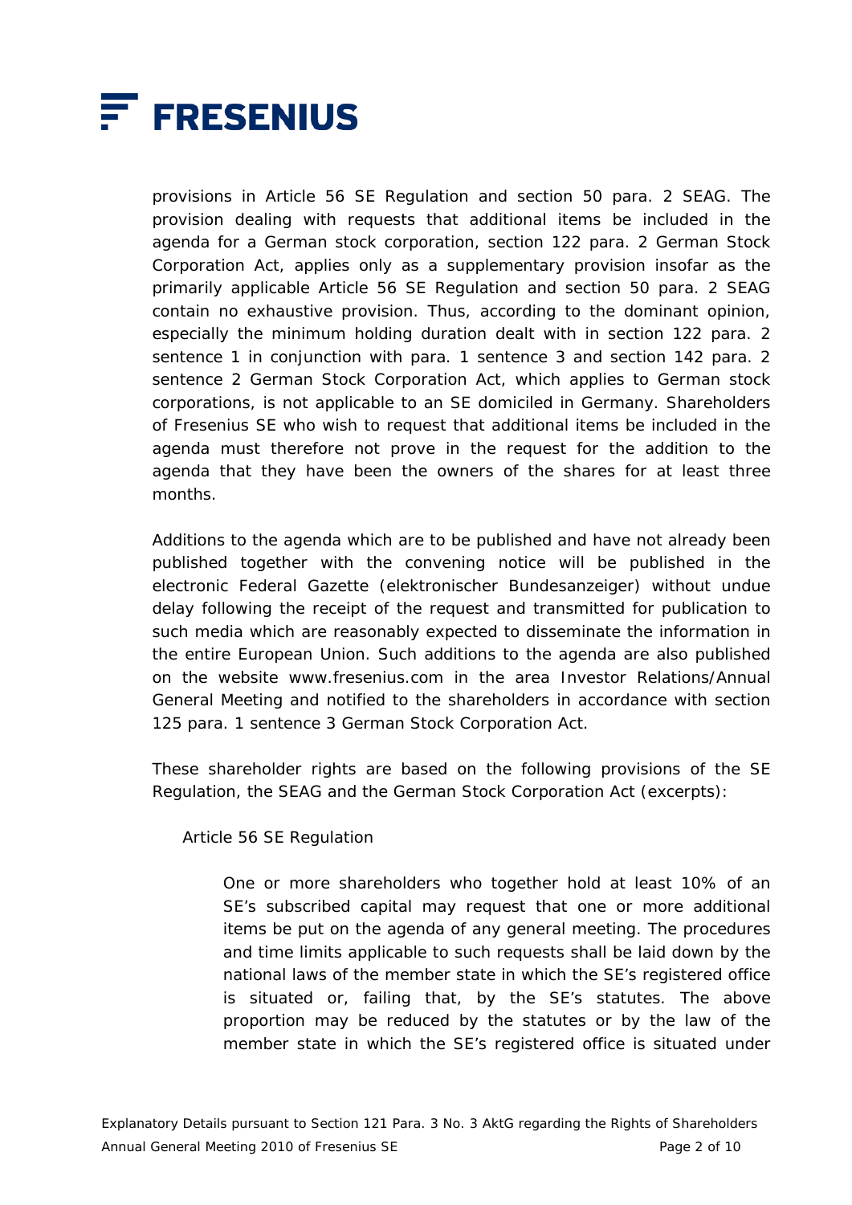provisions in Article 56 SE Regulation and section 50 para. 2 SEAG. The provision dealing with requests that additional items be included in the agenda for a German stock corporation, section 122 para. 2 German Stock Corporation Act, applies only as a supplementary provision insofar as the primarily applicable Article 56 SE Regulation and section 50 para. 2 SEAG contain no exhaustive provision. Thus, according to the dominant opinion, especially the minimum holding duration dealt with in section 122 para. 2 sentence 1 in conjunction with para. 1 sentence 3 and section 142 para. 2 sentence 2 German Stock Corporation Act, which applies to German stock corporations, is not applicable to an SE domiciled in Germany. Shareholders of Fresenius SE who wish to request that additional items be included in the agenda must therefore not prove in the request for the addition to the agenda that they have been the owners of the shares for at least three months.

Additions to the agenda which are to be published and have not already been published together with the convening notice will be published in the electronic Federal Gazette (elektronischer Bundesanzeiger) without undue delay following the receipt of the request and transmitted for publication to such media which are reasonably expected to disseminate the information in the entire European Union. Such additions to the agenda are also published on the website www.fresenius.com in the area Investor Relations/Annual General Meeting and notified to the shareholders in accordance with section 125 para. 1 sentence 3 German Stock Corporation Act.

These shareholder rights are based on the following provisions of the SE Regulation, the SEAG and the German Stock Corporation Act (excerpts):

Article 56 SE Regulation

> One or more shareholders who together hold at least 10% of an SE's subscribed capital may request that one or more additional items be put on the agenda of any general meeting. The procedures and time limits applicable to such requests shall be laid down by the national laws of the member state in which the SE's registered office is situated or, failing that, by the SE's statutes. The above proportion may be reduced by the statutes or by the law of the member state in which the SE's registered office is situated under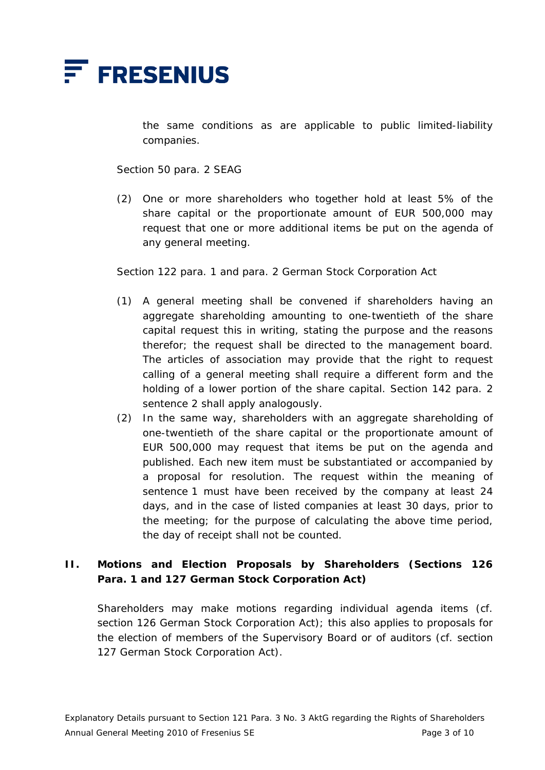the same conditions as are applicable to public limited-liability companies.

Section 50 para. 2 SEAG

(2) One or more shareholders who together hold at least 5% of the share capital or the proportionate amount of EUR 500,000 may request that one or more additional items be put on the agenda of any general meeting.

Section 122 para. 1 and para. 2 German Stock Corporation Act

(1) A general meeting shall be convened if shareholders having an aggregate shareholding amounting to one-twentieth of the share capital request this in writing, stating the purpose and the reasons therefor; the request shall be directed to the management board. The articles of association may provide that the right to request calling of a general meeting shall require a different form and the holding of a lower portion of the share capital. Section 142 para. 2 sentence 2 shall apply analogously.

(2) In the same way, shareholders with an aggregate shareholding of one-twentieth of the share capital or the proportionate amount of EUR 500,000 may request that items be put on the agenda and published. Each new item must be substantiated or accompanied by a proposal for resolution. The request within the meaning of sentence 1 must have been received by the company at least 24 days, and in the case of listed companies at least 30 days, prior to the meeting; for the purpose of calculating the above time period, the day of receipt shall not be counted.

## II. Motions and Election Proposals by Shareholders (Sections 126 Para. 1 and 127 German Stock Corporation Act)

Shareholders may make motions regarding individual agenda items (cf. section 126 German Stock Corporation Act); this also applies to proposals for the election of members of the Supervisory Board or of auditors (cf. section 127 German Stock Corporation Act).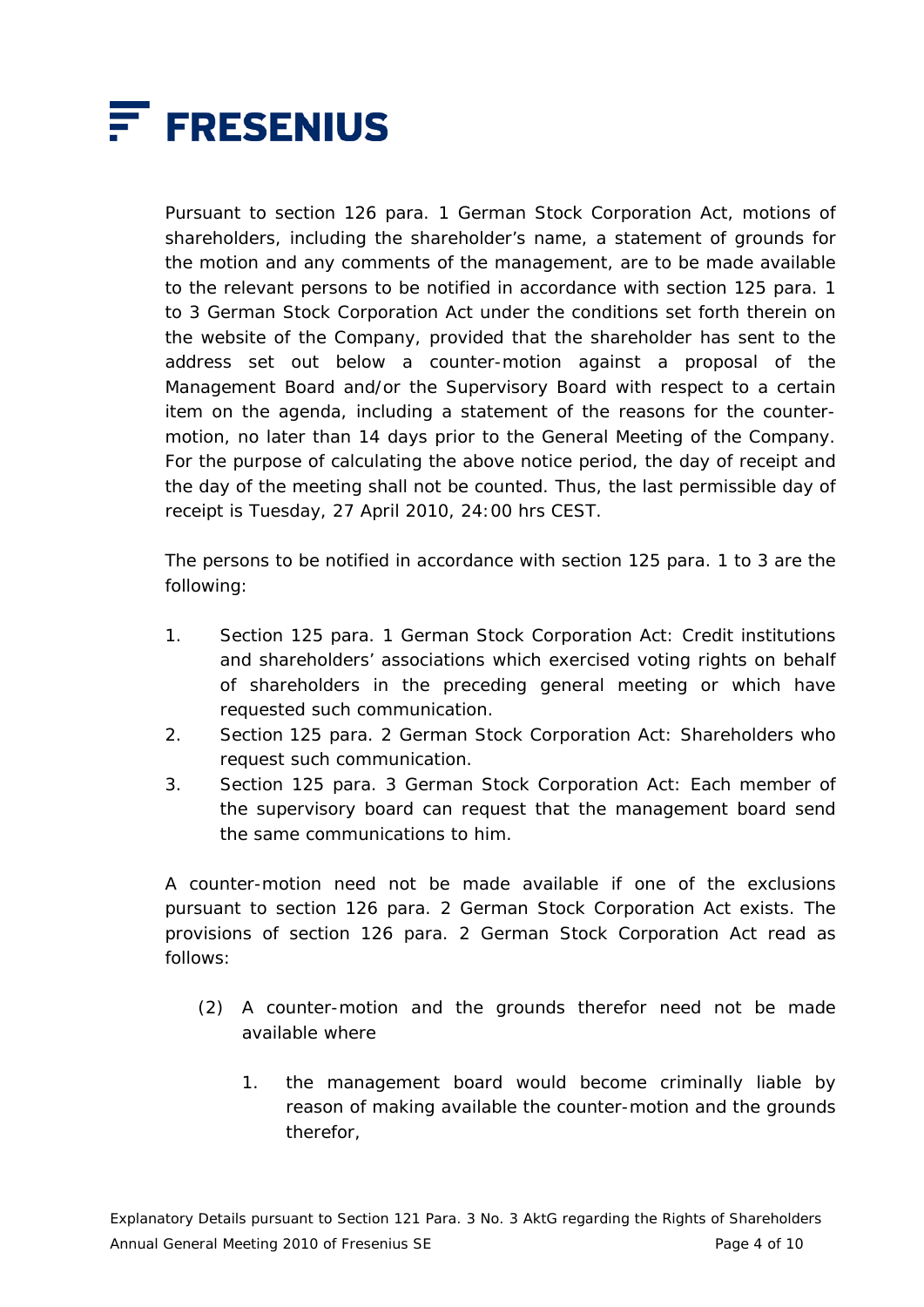Pursuant to section 126 para. 1 German Stock Corporation Act, motions of shareholders, including the shareholder's name, a statement of grounds for the motion and any comments of the management, are to be made available to the relevant persons to be notified in accordance with section 125 para. 1 to 3 German Stock Corporation Act under the conditions set forth therein on the website of the Company, provided that the shareholder has sent to the address set out below a counter-motion against a proposal of the Management Board and/or the Supervisory Board with respect to a certain item on the agenda, including a statement of the reasons for the counter-motion, no later than 14 days prior to the General Meeting of the Company. For the purpose of calculating the above notice period, the day of receipt and the day of the meeting shall not be counted. Thus, the last permissible day of receipt is Tuesday, 27 April 2010, 24:00 hrs CEST.

The persons to be notified in accordance with section 125 para. 1 to 3 are the following:

1. Section 125 para. 1 German Stock Corporation Act: Credit institutions and shareholders' associations which exercised voting rights on behalf of shareholders in the preceding general meeting or which have requested such communication.
2. Section 125 para. 2 German Stock Corporation Act: Shareholders who request such communication.
3. Section 125 para. 3 German Stock Corporation Act: Each member of the supervisory board can request that the management board send the same communications to him.

A counter-motion need not be made available if one of the exclusions pursuant to section 126 para. 2 German Stock Corporation Act exists. The provisions of section 126 para. 2 German Stock Corporation Act read as follows:

(2) A counter-motion and the grounds therefor need not be made available where

   1. the management board would become criminally liable by reason of making available the counter-motion and the grounds therefor,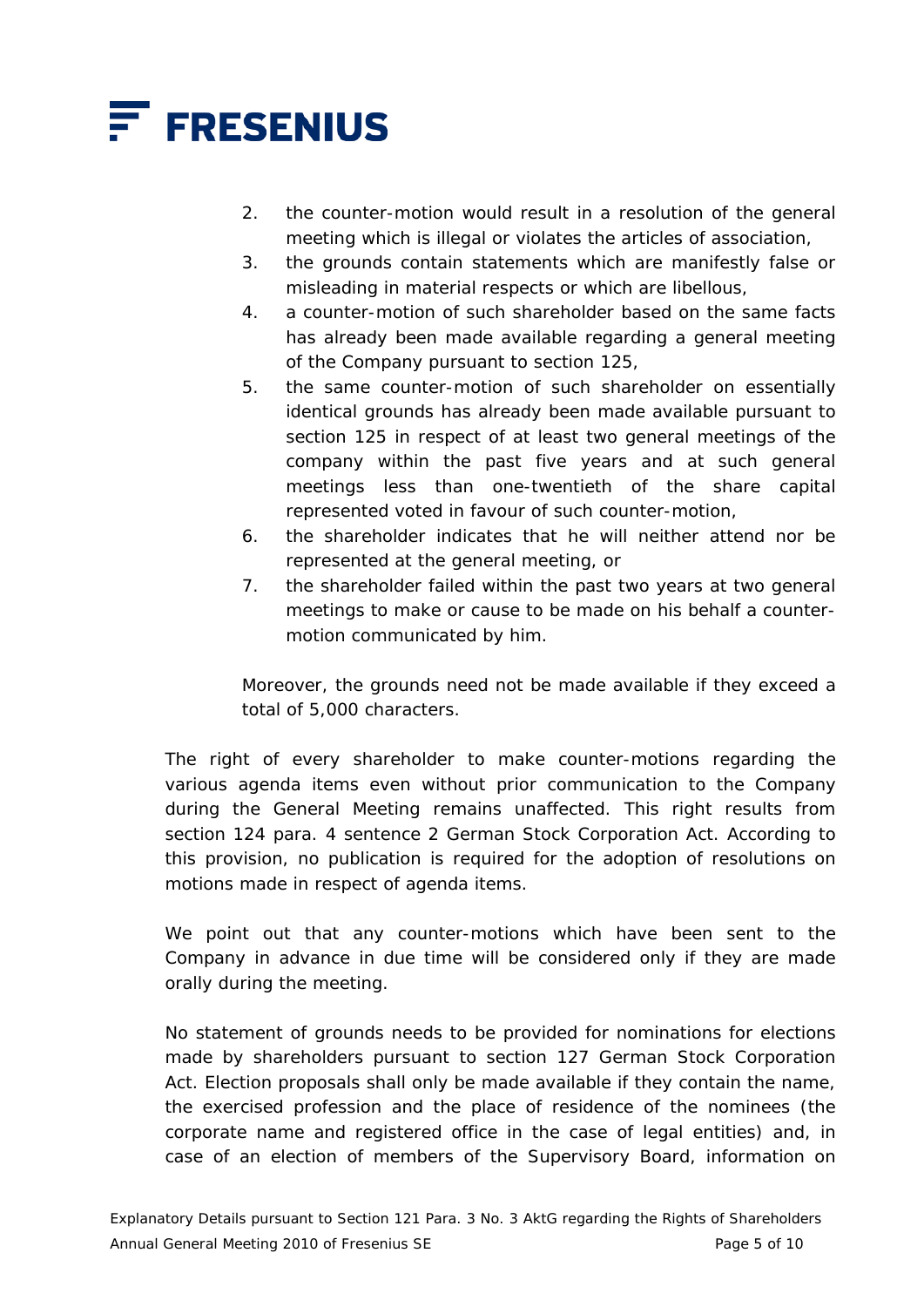2. the counter-motion would result in a resolution of the general meeting which is illegal or violates the articles of association,
3. the grounds contain statements which are manifestly false or misleading in material respects or which are libellous,
4. a counter-motion of such shareholder based on the same facts has already been made available regarding a general meeting of the Company pursuant to section 125,
5. the same counter-motion of such shareholder on essentially identical grounds has already been made available pursuant to section 125 in respect of at least two general meetings of the company within the past five years and at such general meetings less than one-twentieth of the share capital represented voted in favour of such counter-motion,
6. the shareholder indicates that he will neither attend nor be represented at the general meeting, or
7. the shareholder failed within the past two years at two general meetings to make or cause to be made on his behalf a counter-motion communicated by him.

Moreover, the grounds need not be made available if they exceed a total of 5,000 characters.

The right of every shareholder to make counter-motions regarding the various agenda items even without prior communication to the Company during the General Meeting remains unaffected. This right results from section 124 para. 4 sentence 2 German Stock Corporation Act. According to this provision, no publication is required for the adoption of resolutions on motions made in respect of agenda items.

We point out that any counter-motions which have been sent to the Company in advance in due time will be considered only if they are made orally during the meeting.

No statement of grounds needs to be provided for nominations for elections made by shareholders pursuant to section 127 German Stock Corporation Act. Election proposals shall only be made available if they contain the name, the exercised profession and the place of residence of the nominees (the corporate name and registered office in the case of legal entities) and, in case of an election of members of the Supervisory Board, information on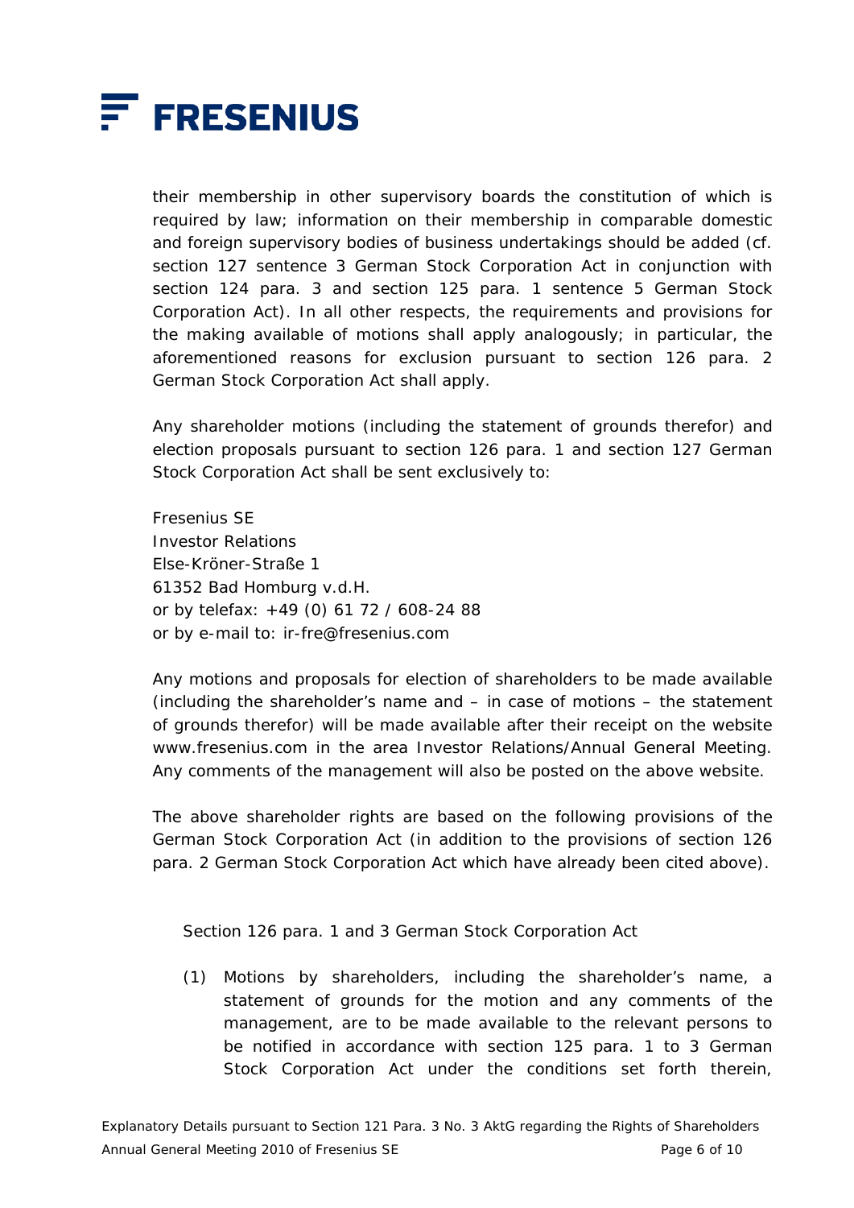their membership in other supervisory boards the constitution of which is required by law; information on their membership in comparable domestic and foreign supervisory bodies of business undertakings should be added (cf. section 127 sentence 3 German Stock Corporation Act in conjunction with section 124 para. 3 and section 125 para. 1 sentence 5 German Stock Corporation Act). In all other respects, the requirements and provisions for the making available of motions shall apply analogously; in particular, the aforementioned reasons for exclusion pursuant to section 126 para. 2 German Stock Corporation Act shall apply.

Any shareholder motions (including the statement of grounds therefor) and election proposals pursuant to section 126 para. 1 and section 127 German Stock Corporation Act shall be sent exclusively to:

Fresenius SE
Investor Relations
Else-Kröner-Straße 1
61352 Bad Homburg v.d.H.
or by telefax: +49 (0) 61 72 / 608-24 88
or by e-mail to: ir-fre@fresenius.com

Any motions and proposals for election of shareholders to be made available (including the shareholder's name and – in case of motions – the statement of grounds therefor) will be made available after their receipt on the website www.fresenius.com in the area Investor Relations/Annual General Meeting. Any comments of the management will also be posted on the above website.

The above shareholder rights are based on the following provisions of the German Stock Corporation Act (in addition to the provisions of section 126 para. 2 German Stock Corporation Act which have already been cited above).

Section 126 para. 1 and 3 German Stock Corporation Act

(1) Motions by shareholders, including the shareholder's name, a statement of grounds for the motion and any comments of the management, are to be made available to the relevant persons to be notified in accordance with section 125 para. 1 to 3 German Stock Corporation Act under the conditions set forth therein,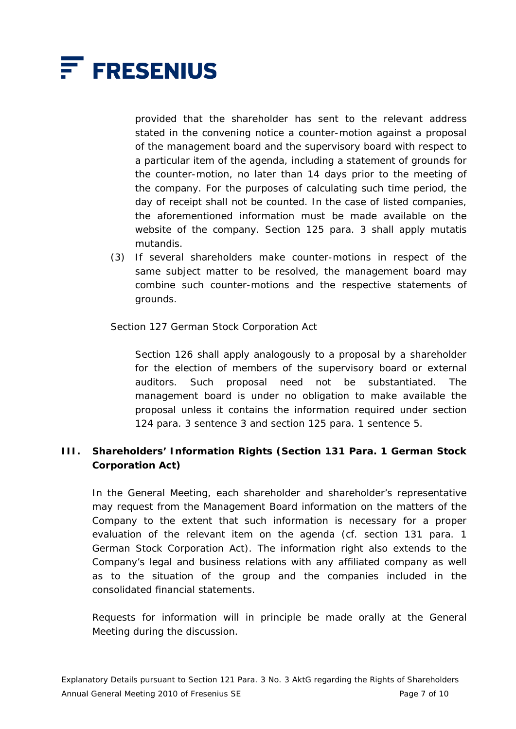provided that the shareholder has sent to the relevant address stated in the convening notice a counter-motion against a proposal of the management board and the supervisory board with respect to a particular item of the agenda, including a statement of grounds for the counter-motion, no later than 14 days prior to the meeting of the company. For the purposes of calculating such time period, the day of receipt shall not be counted. In the case of listed companies, the aforementioned information must be made available on the website of the company. Section 125 para. 3 shall apply mutatis mutandis.

(3) If several shareholders make counter-motions in respect of the same subject matter to be resolved, the management board may combine such counter-motions and the respective statements of grounds.

Section 127 German Stock Corporation Act

Section 126 shall apply analogously to a proposal by a shareholder for the election of members of the supervisory board or external auditors. Such proposal need not be substantiated. The management board is under no obligation to make available the proposal unless it contains the information required under section 124 para. 3 sentence 3 and section 125 para. 1 sentence 5.

## III. Shareholders' Information Rights (Section 131 Para. 1 German Stock Corporation Act)

In the General Meeting, each shareholder and shareholder's representative may request from the Management Board information on the matters of the Company to the extent that such information is necessary for a proper evaluation of the relevant item on the agenda (cf. section 131 para. 1 German Stock Corporation Act). The information right also extends to the Company's legal and business relations with any affiliated company as well as to the situation of the group and the companies included in the consolidated financial statements.

Requests for information will in principle be made orally at the General Meeting during the discussion.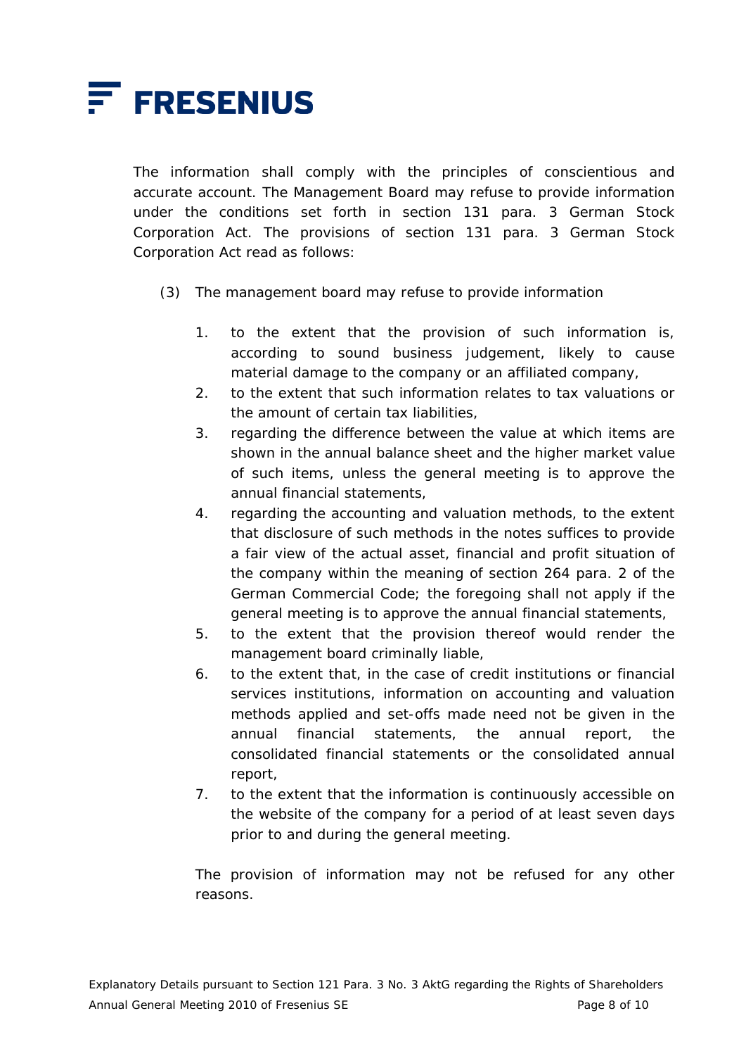The information shall comply with the principles of conscientious and accurate account. The Management Board may refuse to provide information under the conditions set forth in section 131 para. 3 German Stock Corporation Act. The provisions of section 131 para. 3 German Stock Corporation Act read as follows:

(3) The management board may refuse to provide information

1. to the extent that the provision of such information is, according to sound business judgement, likely to cause material damage to the company or an affiliated company,
2. to the extent that such information relates to tax valuations or the amount of certain tax liabilities,
3. regarding the difference between the value at which items are shown in the annual balance sheet and the higher market value of such items, unless the general meeting is to approve the annual financial statements,
4. regarding the accounting and valuation methods, to the extent that disclosure of such methods in the notes suffices to provide a fair view of the actual asset, financial and profit situation of the company within the meaning of section 264 para. 2 of the German Commercial Code; the foregoing shall not apply if the general meeting is to approve the annual financial statements,
5. to the extent that the provision thereof would render the management board criminally liable,
6. to the extent that, in the case of credit institutions or financial services institutions, information on accounting and valuation methods applied and set-offs made need not be given in the annual financial statements, the annual report, the consolidated financial statements or the consolidated annual report,
7. to the extent that the information is continuously accessible on the website of the company for a period of at least seven days prior to and during the general meeting.

The provision of information may not be refused for any other reasons.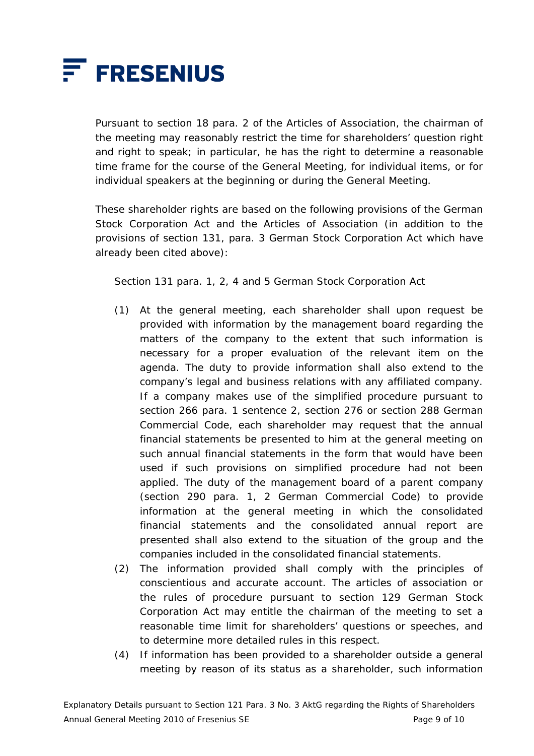Pursuant to section 18 para. 2 of the Articles of Association, the chairman of the meeting may reasonably restrict the time for shareholders' question right and right to speak; in particular, he has the right to determine a reasonable time frame for the course of the General Meeting, for individual items, or for individual speakers at the beginning or during the General Meeting.

These shareholder rights are based on the following provisions of the German Stock Corporation Act and the Articles of Association (in addition to the provisions of section 131, para. 3 German Stock Corporation Act which have already been cited above):

Section 131 para. 1, 2, 4 and 5 German Stock Corporation Act

(1) At the general meeting, each shareholder shall upon request be provided with information by the management board regarding the matters of the company to the extent that such information is necessary for a proper evaluation of the relevant item on the agenda. The duty to provide information shall also extend to the company's legal and business relations with any affiliated company. If a company makes use of the simplified procedure pursuant to section 266 para. 1 sentence 2, section 276 or section 288 German Commercial Code, each shareholder may request that the annual financial statements be presented to him at the general meeting on such annual financial statements in the form that would have been used if such provisions on simplified procedure had not been applied. The duty of the management board of a parent company (section 290 para. 1, 2 German Commercial Code) to provide information at the general meeting in which the consolidated financial statements and the consolidated annual report are presented shall also extend to the situation of the group and the companies included in the consolidated financial statements.

(2) The information provided shall comply with the principles of conscientious and accurate account. The articles of association or the rules of procedure pursuant to section 129 German Stock Corporation Act may entitle the chairman of the meeting to set a reasonable time limit for shareholders' questions or speeches, and to determine more detailed rules in this respect.

(4) If information has been provided to a shareholder outside a general meeting by reason of its status as a shareholder, such information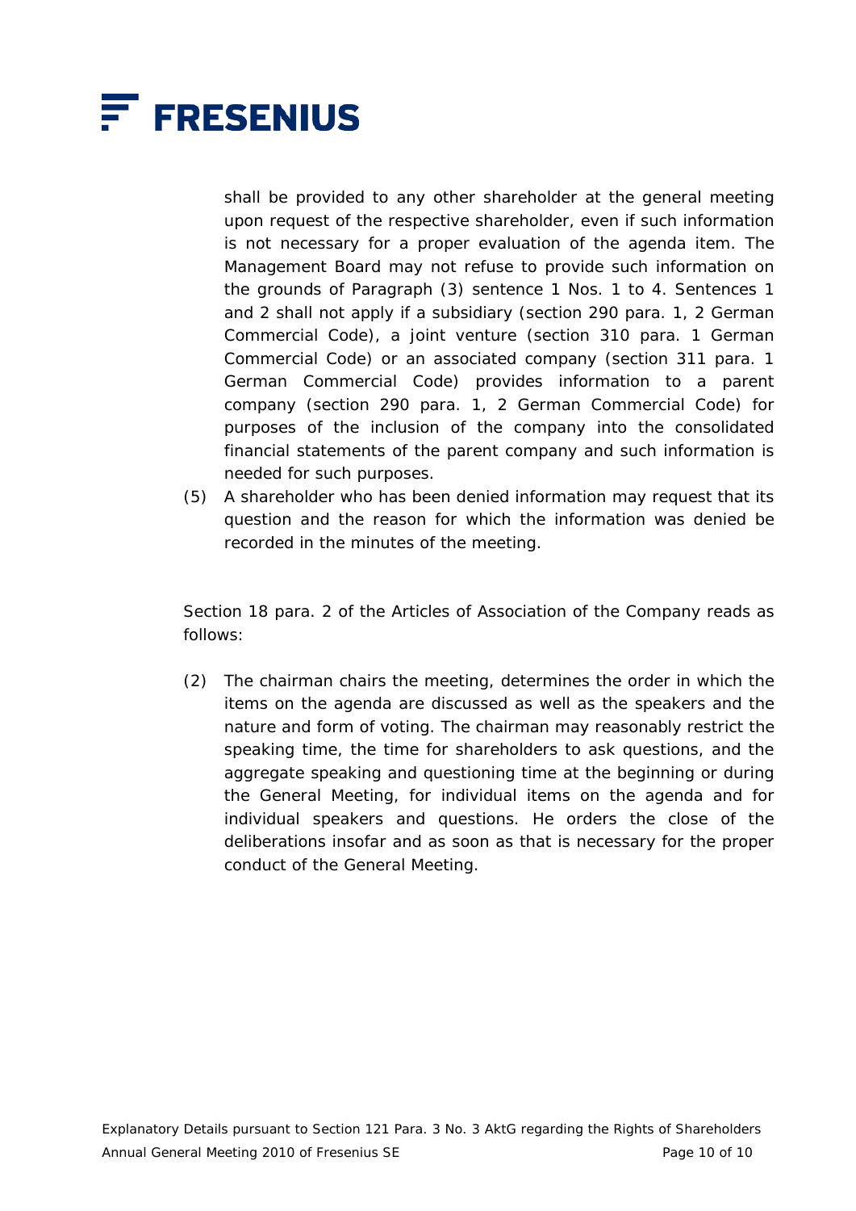shall be provided to any other shareholder at the general meeting upon request of the respective shareholder, even if such information is not necessary for a proper evaluation of the agenda item. The Management Board may not refuse to provide such information on the grounds of Paragraph (3) sentence 1 Nos. 1 to 4. Sentences 1 and 2 shall not apply if a subsidiary (section 290 para. 1, 2 German Commercial Code), a joint venture (section 310 para. 1 German Commercial Code) or an associated company (section 311 para. 1 German Commercial Code) provides information to a parent company (section 290 para. 1, 2 German Commercial Code) for purposes of the inclusion of the company into the consolidated financial statements of the parent company and such information is needed for such purposes.

(5) A shareholder who has been denied information may request that its question and the reason for which the information was denied be recorded in the minutes of the meeting.

Section 18 para. 2 of the Articles of Association of the Company reads as follows:

(2) The chairman chairs the meeting, determines the order in which the items on the agenda are discussed as well as the speakers and the nature and form of voting. The chairman may reasonably restrict the speaking time, the time for shareholders to ask questions, and the aggregate speaking and questioning time at the beginning or during the General Meeting, for individual items on the agenda and for individual speakers and questions. He orders the close of the deliberations insofar and as soon as that is necessary for the proper conduct of the General Meeting.